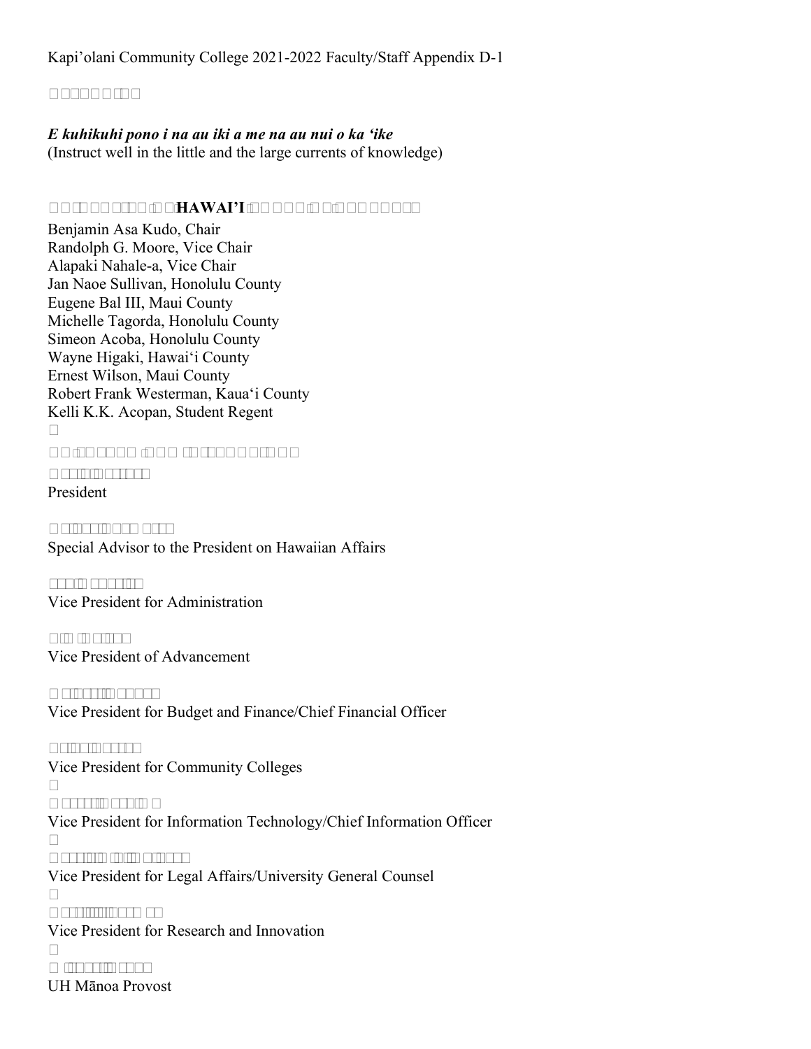Kapi'olani Community College 2021-2022 Faculty/Staff Appendix D-1

***E kuhikuhi pono i na au iki a me na au nui o ka 'ike***
(Instruct well in the little and the large currents of knowledge)

**HAWAI'I**

Benjamin Asa Kudo, Chair
Randolph G. Moore, Vice Chair
Alapaki Nahale-a, Vice Chair
Jan Naoe Sullivan, Honolulu County
Eugene Bal III, Maui County
Michelle Tagorda, Honolulu County
Simeon Acoba, Honolulu County
Wayne Higaki, Hawai'i County
Ernest Wilson, Maui County
Robert Frank Westerman, Kaua'i County
Kelli K.K. Acopan, Student Regent

President

Special Advisor to the President on Hawaiian Affairs

Vice President for Administration

Vice President of Advancement

Vice President for Budget and Finance/Chief Financial Officer

Vice President for Community Colleges

Vice President for Information Technology/Chief Information Officer

Vice President for Legal Affairs/University General Counsel

Vice President for Research and Innovation

UH Mānoa Provost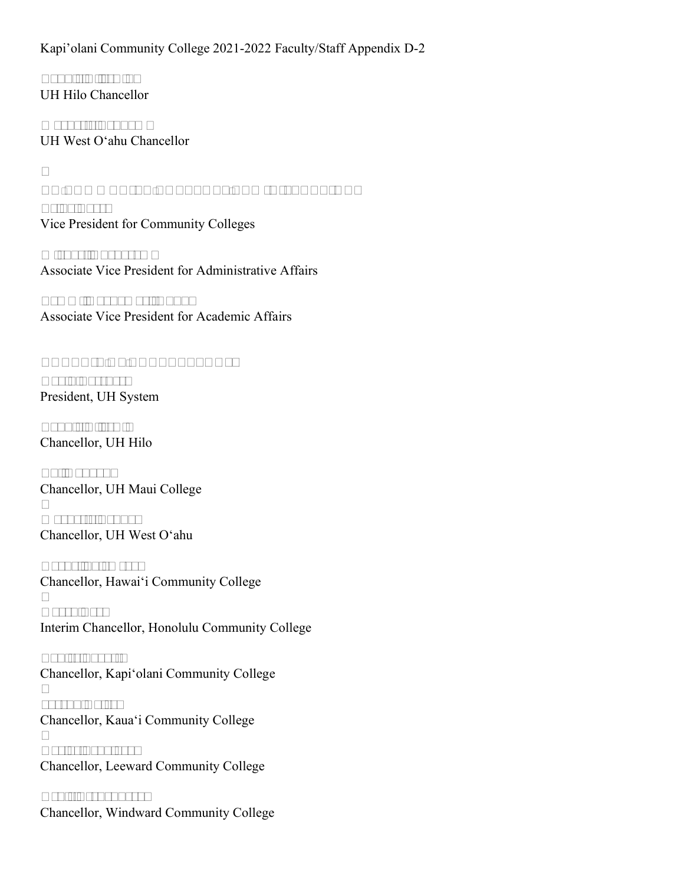Kapi'olani Community College 2021-2022 Faculty/Staff Appendix D-2

UH Hilo Chancellor

UH West Oʻahu Chancellor

Vice President for Community Colleges

Associate Vice President for Administrative Affairs

Associate Vice President for Academic Affairs

President, UH System

Chancellor, UH Hilo

Chancellor, UH Maui College

Chancellor, UH West Oʻahu

Chancellor, Hawaiʻi Community College

Interim Chancellor, Honolulu Community College

Chancellor, Kapiʻolani Community College

Chancellor, Kauaʻi Community College

Chancellor, Leeward Community College

Chancellor, Windward Community College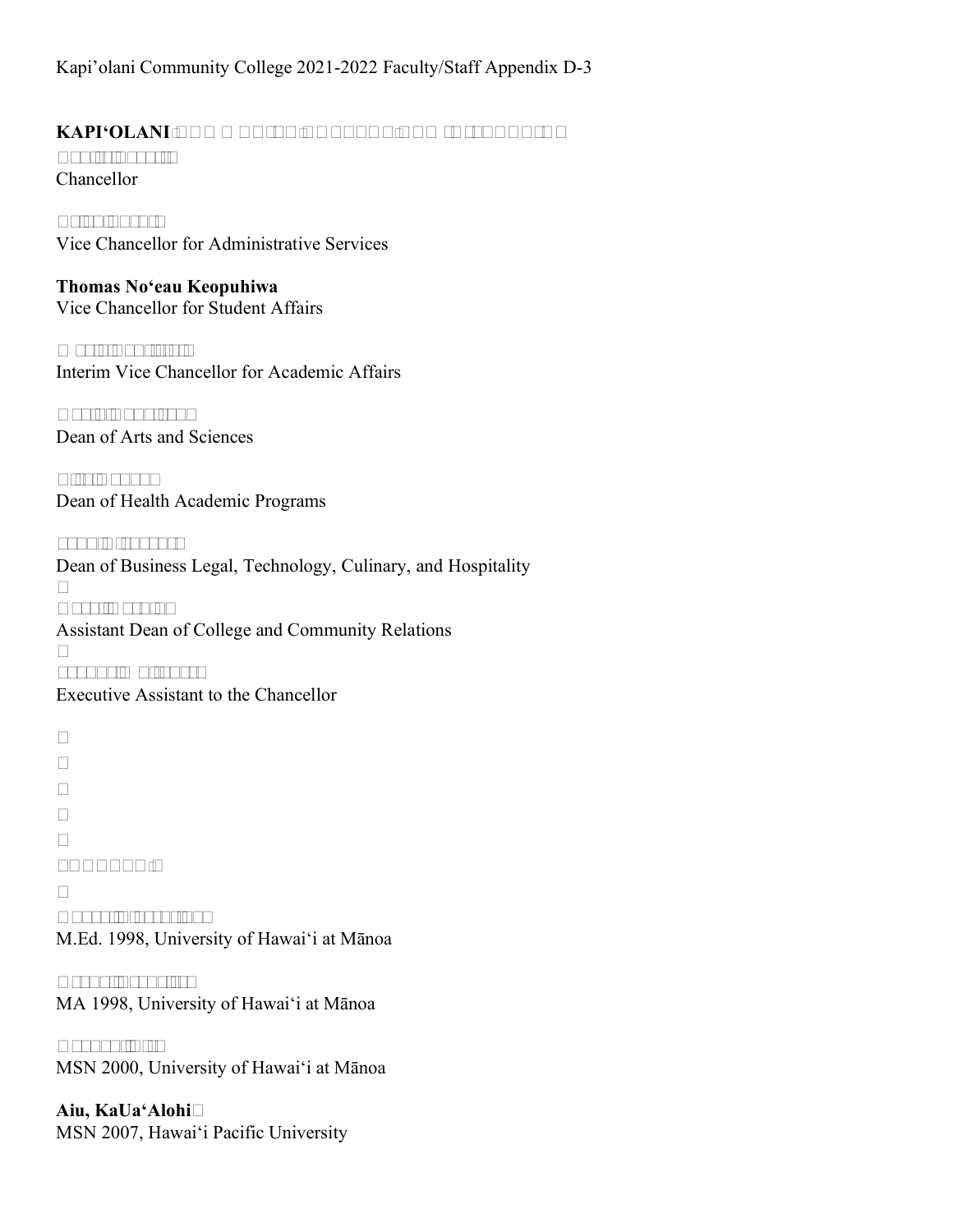**KAPI'OLANI**

Chancellor

Vice Chancellor for Administrative Services

**Thomas No'eau Keopuhiwa**
Vice Chancellor for Student Affairs

Interim Vice Chancellor for Academic Affairs

Dean of Arts and Sciences

Dean of Health Academic Programs

Dean of Business Legal, Technology, Culinary, and Hospitality

Assistant Dean of College and Community Relations

Executive Assistant to the Chancellor

M.Ed. 1998, University of Hawai'i at Mānoa

MA 1998, University of Hawai'i at Mānoa

MSN 2000, University of Hawai'i at Mānoa

**Aiu, KaUa'Alohi**
MSN 2007, Hawai'i Pacific University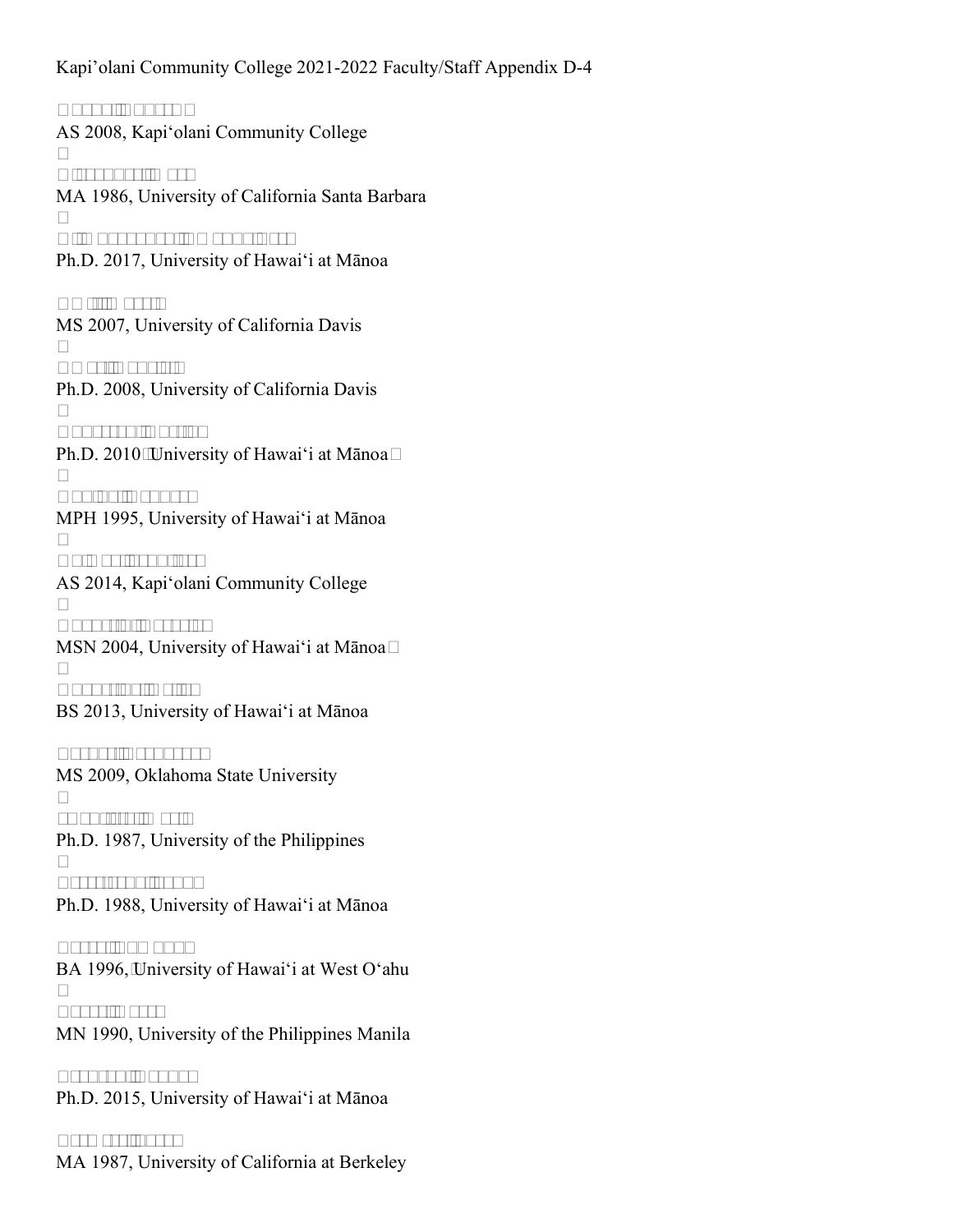Kapi'olani Community College 2021-2022 Faculty/Staff Appendix D-4

AS 2008, Kapiʻolani Community College

MA 1986, University of California Santa Barbara

Ph.D. 2017, University of Hawaiʻi at Mānoa

MS 2007, University of California Davis

Ph.D. 2008, University of California Davis

Ph.D. 2010 University of Hawaiʻi at Mānoa

MPH 1995, University of Hawaiʻi at Mānoa

AS 2014, Kapiʻolani Community College

MSN 2004, University of Hawaiʻi at Mānoa

BS 2013, University of Hawaiʻi at Mānoa

MS 2009, Oklahoma State University

Ph.D. 1987, University of the Philippines

Ph.D. 1988, University of Hawaiʻi at Mānoa

BA 1996, University of Hawaiʻi at West Oʻahu

MN 1990, University of the Philippines Manila

Ph.D. 2015, University of Hawaiʻi at Mānoa

MA 1987, University of California at Berkeley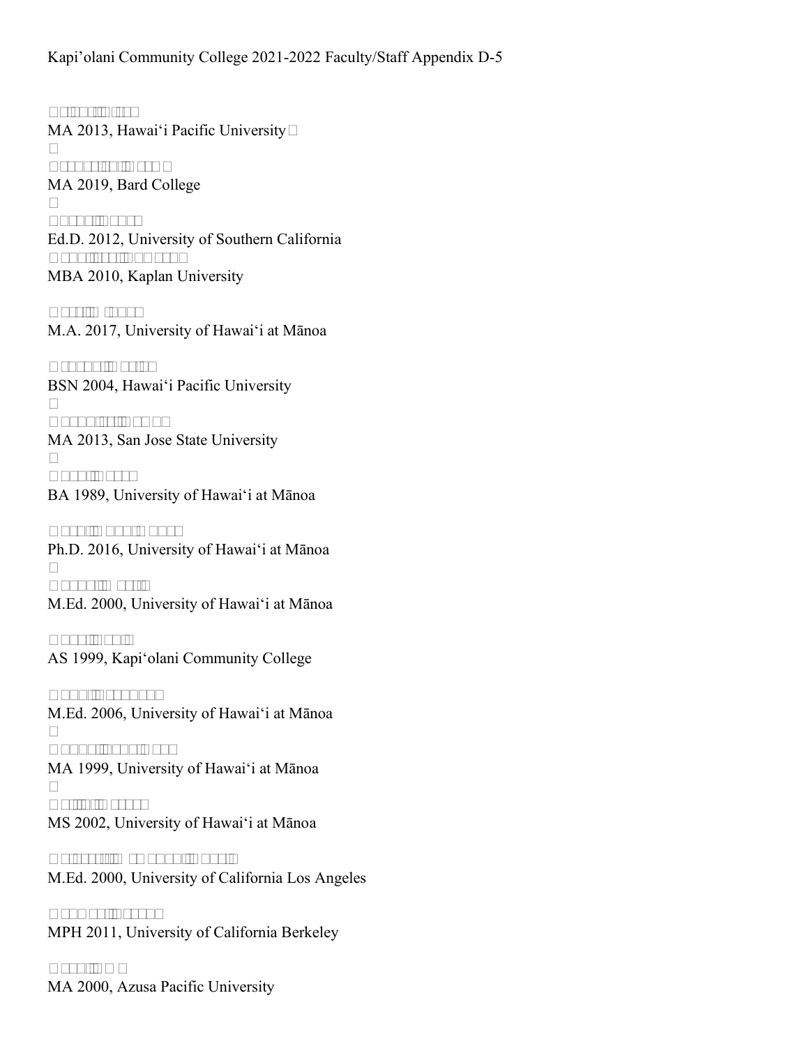MA 2013, Hawaiʻi Pacific University

MA 2019, Bard College

Ed.D. 2012, University of Southern California

MBA 2010, Kaplan University

M.A. 2017, University of Hawaiʻi at Mānoa

BSN 2004, Hawaiʻi Pacific University

MA 2013, San Jose State University

BA 1989, University of Hawaiʻi at Mānoa

Ph.D. 2016, University of Hawaiʻi at Mānoa

M.Ed. 2000, University of Hawaiʻi at Mānoa

AS 1999, Kapiʻolani Community College

M.Ed. 2006, University of Hawaiʻi at Mānoa

MA 1999, University of Hawaiʻi at Mānoa

MS 2002, University of Hawaiʻi at Mānoa

M.Ed. 2000, University of California Los Angeles

MPH 2011, University of California Berkeley

MA 2000, Azusa Pacific University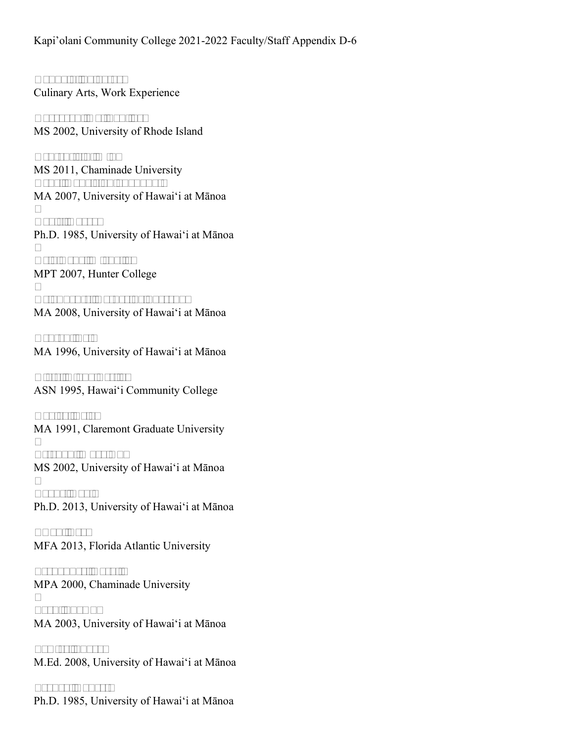Culinary Arts, Work Experience

MS 2002, University of Rhode Island

MS 2011, Chaminade University

MA 2007, University of Hawai‘i at Mānoa

Ph.D. 1985, University of Hawai‘i at Mānoa

MPT 2007, Hunter College

MA 2008, University of Hawai‘i at Mānoa

MA 1996, University of Hawai‘i at Mānoa

ASN 1995, Hawai‘i Community College

MA 1991, Claremont Graduate University

MS 2002, University of Hawai‘i at Mānoa

Ph.D. 2013, University of Hawai‘i at Mānoa

MFA 2013, Florida Atlantic University

MPA 2000, Chaminade University

MA 2003, University of Hawai‘i at Mānoa

M.Ed. 2008, University of Hawai‘i at Mānoa

Ph.D. 1985, University of Hawai‘i at Mānoa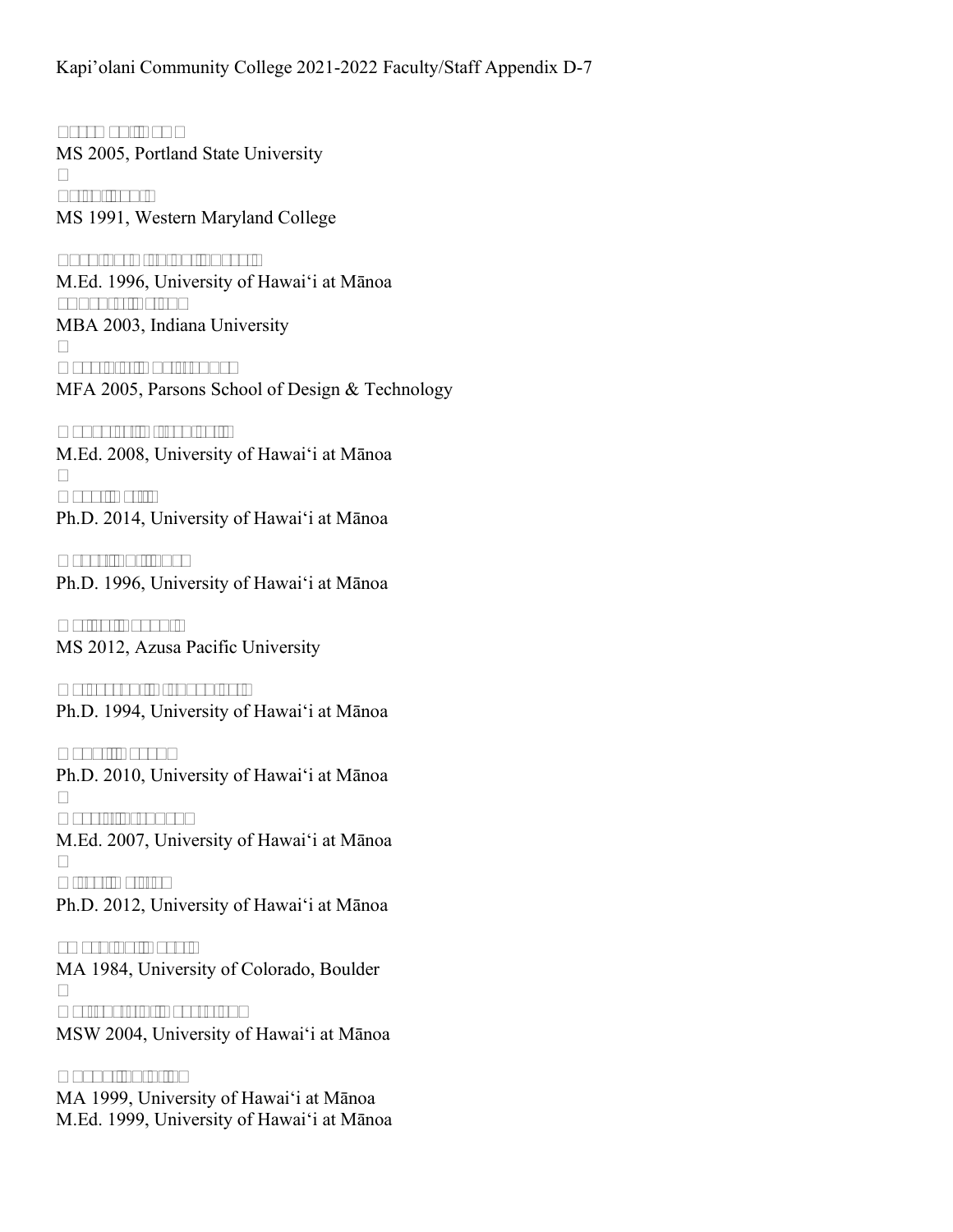Kapi'olani Community College 2021-2022 Faculty/Staff Appendix D-7

MS 2005, Portland State University

MS 1991, Western Maryland College

M.Ed. 1996, University of Hawaiʻi at Mānoa

MBA 2003, Indiana University

MFA 2005, Parsons School of Design & Technology

M.Ed. 2008, University of Hawaiʻi at Mānoa

Ph.D. 2014, University of Hawaiʻi at Mānoa

Ph.D. 1996, University of Hawaiʻi at Mānoa

MS 2012, Azusa Pacific University

Ph.D. 1994, University of Hawaiʻi at Mānoa

Ph.D. 2010, University of Hawaiʻi at Mānoa

M.Ed. 2007, University of Hawaiʻi at Mānoa

Ph.D. 2012, University of Hawaiʻi at Mānoa

MA 1984, University of Colorado, Boulder

MSW 2004, University of Hawaiʻi at Mānoa

MA 1999, University of Hawaiʻi at Mānoa
M.Ed. 1999, University of Hawaiʻi at Mānoa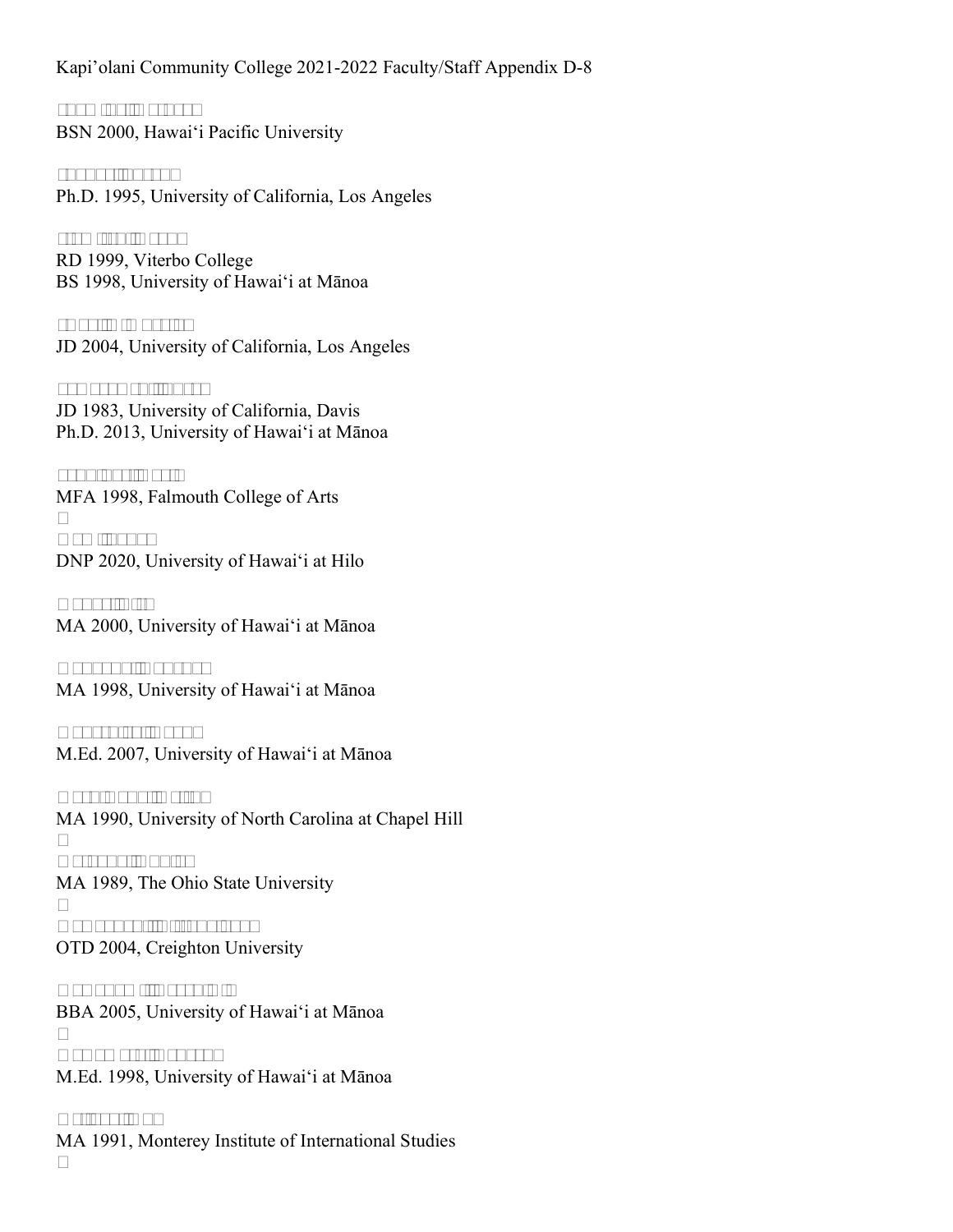Kapi'olani Community College 2021-2022 Faculty/Staff Appendix D-8

BSN 2000, Hawaiʻi Pacific University

Ph.D. 1995, University of California, Los Angeles

RD 1999, Viterbo College
BS 1998, University of Hawaiʻi at Mānoa

JD 2004, University of California, Los Angeles

JD 1983, University of California, Davis
Ph.D. 2013, University of Hawaiʻi at Mānoa

MFA 1998, Falmouth College of Arts

DNP 2020, University of Hawaiʻi at Hilo

MA 2000, University of Hawaiʻi at Mānoa

MA 1998, University of Hawaiʻi at Mānoa

M.Ed. 2007, University of Hawaiʻi at Mānoa

MA 1990, University of North Carolina at Chapel Hill

MA 1989, The Ohio State University

OTD 2004, Creighton University

BBA 2005, University of Hawaiʻi at Mānoa

M.Ed. 1998, University of Hawaiʻi at Mānoa

MA 1991, Monterey Institute of International Studies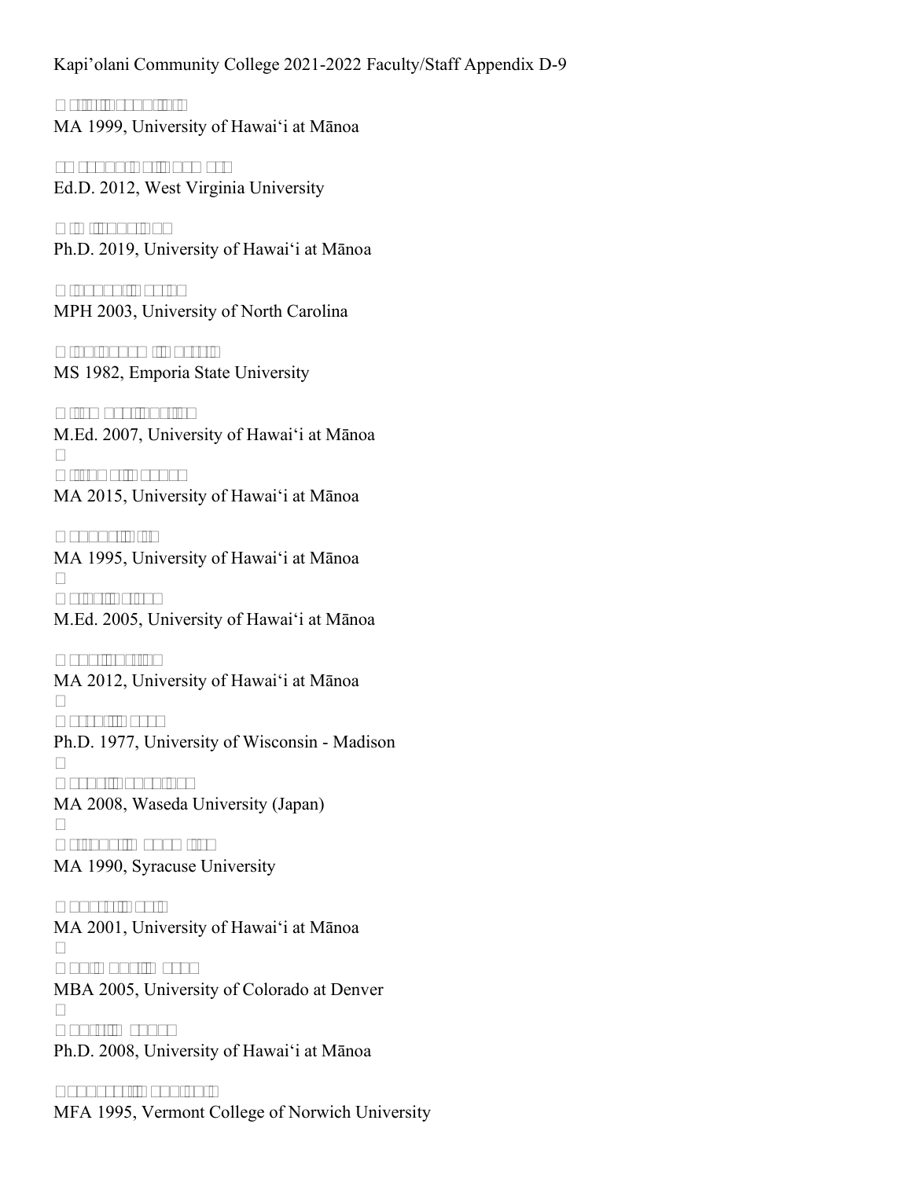Kapi'olani Community College 2021-2022 Faculty/Staff Appendix D-9

MA 1999, University of Hawai'i at Mānoa

Ed.D. 2012, West Virginia University

Ph.D. 2019, University of Hawai'i at Mānoa

MPH 2003, University of North Carolina

MS 1982, Emporia State University

M.Ed. 2007, University of Hawai'i at Mānoa

MA 2015, University of Hawai'i at Mānoa

MA 1995, University of Hawai'i at Mānoa

M.Ed. 2005, University of Hawai'i at Mānoa

MA 2012, University of Hawai'i at Mānoa

Ph.D. 1977, University of Wisconsin - Madison

MA 2008, Waseda University (Japan)

MA 1990, Syracuse University

MA 2001, University of Hawai'i at Mānoa

MBA 2005, University of Colorado at Denver

Ph.D. 2008, University of Hawai'i at Mānoa

MFA 1995, Vermont College of Norwich University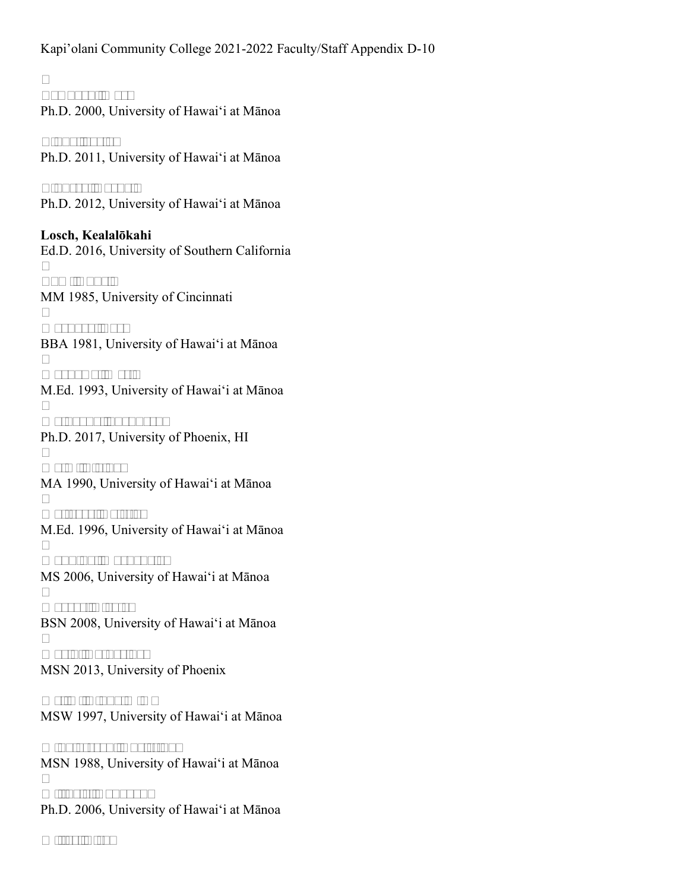Kapi'olani Community College 2021-2022 Faculty/Staff Appendix D-10

Ph.D. 2000, University of Hawaiʻi at Mānoa

Ph.D. 2011, University of Hawaiʻi at Mānoa

Ph.D. 2012, University of Hawaiʻi at Mānoa

**Losch, Kealalōkahi**
Ed.D. 2016, University of Southern California

MM 1985, University of Cincinnati

BBA 1981, University of Hawaiʻi at Mānoa

M.Ed. 1993, University of Hawaiʻi at Mānoa

Ph.D. 2017, University of Phoenix, HI

MA 1990, University of Hawaiʻi at Mānoa

M.Ed. 1996, University of Hawaiʻi at Mānoa

MS 2006, University of Hawaiʻi at Mānoa

BSN 2008, University of Hawaiʻi at Mānoa

MSN 2013, University of Phoenix

MSW 1997, University of Hawaiʻi at Mānoa

MSN 1988, University of Hawaiʻi at Mānoa

Ph.D. 2006, University of Hawaiʻi at Mānoa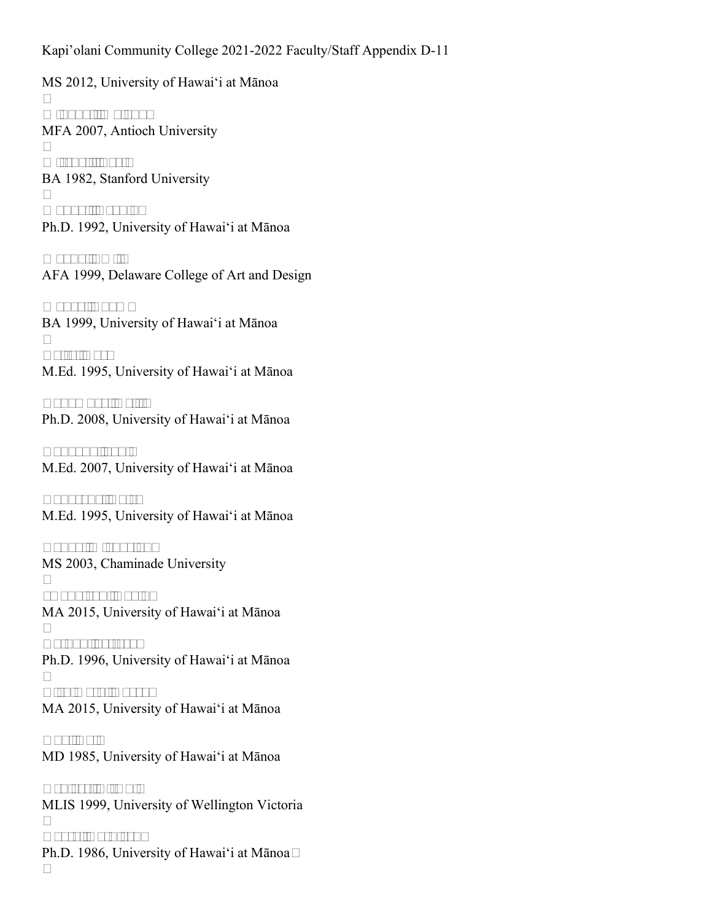Kapi’olani Community College 2021-2022 Faculty/Staff Appendix D-11

MS 2012, University of Hawaiʻi at Mānoa

MFA 2007, Antioch University

BA 1982, Stanford University

Ph.D. 1992, University of Hawaiʻi at Mānoa

AFA 1999, Delaware College of Art and Design

BA 1999, University of Hawaiʻi at Mānoa

M.Ed. 1995, University of Hawaiʻi at Mānoa

Ph.D. 2008, University of Hawaiʻi at Mānoa

M.Ed. 2007, University of Hawaiʻi at Mānoa

M.Ed. 1995, University of Hawaiʻi at Mānoa

MS 2003, Chaminade University

MA 2015, University of Hawaiʻi at Mānoa

Ph.D. 1996, University of Hawaiʻi at Mānoa

MA 2015, University of Hawaiʻi at Mānoa

MD 1985, University of Hawaiʻi at Mānoa

MLIS 1999, University of Wellington Victoria

Ph.D. 1986, University of Hawaiʻi at Mānoa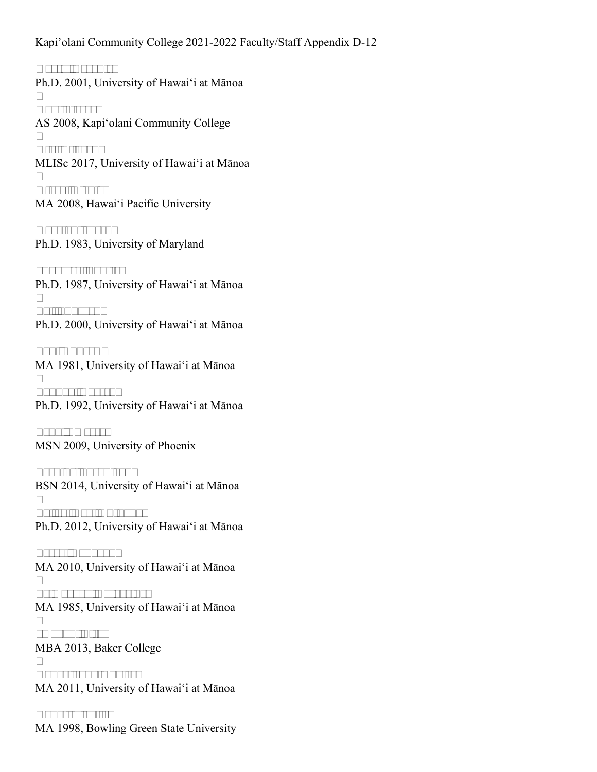Kapi'olani Community College 2021-2022 Faculty/Staff Appendix D-12

Ph.D. 2001, University of Hawai'i at Mānoa

AS 2008, Kapi'olani Community College

MLISc 2017, University of Hawai'i at Mānoa

MA 2008, Hawai'i Pacific University

Ph.D. 1983, University of Maryland

Ph.D. 1987, University of Hawai'i at Mānoa

Ph.D. 2000, University of Hawai'i at Mānoa

MA 1981, University of Hawai'i at Mānoa

Ph.D. 1992, University of Hawai'i at Mānoa

MSN 2009, University of Phoenix

BSN 2014, University of Hawai'i at Mānoa

Ph.D. 2012, University of Hawai'i at Mānoa

MA 2010, University of Hawai'i at Mānoa

MA 1985, University of Hawai'i at Mānoa

MBA 2013, Baker College

MA 2011, University of Hawai'i at Mānoa

MA 1998, Bowling Green State University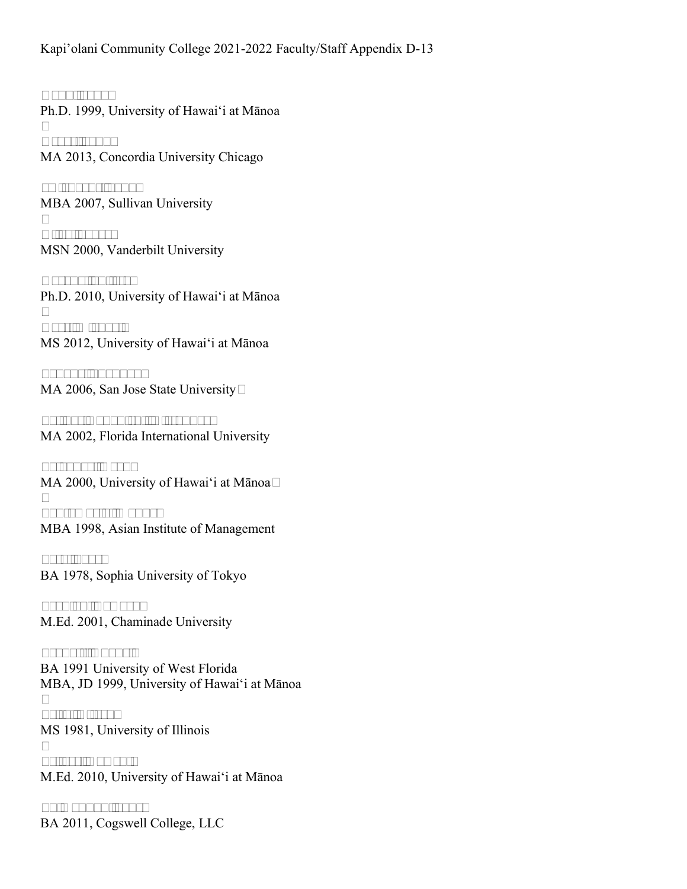Ph.D. 1999, University of Hawaiʻi at Mānoa

MA 2013, Concordia University Chicago

MBA 2007, Sullivan University

MSN 2000, Vanderbilt University

Ph.D. 2010, University of Hawaiʻi at Mānoa

MS 2012, University of Hawaiʻi at Mānoa

MA 2006, San Jose State University

MA 2002, Florida International University

MA 2000, University of Hawaiʻi at Mānoa

MBA 1998, Asian Institute of Management

BA 1978, Sophia University of Tokyo

M.Ed. 2001, Chaminade University

BA 1991 University of West Florida
MBA, JD 1999, University of Hawaiʻi at Mānoa

MS 1981, University of Illinois

M.Ed. 2010, University of Hawaiʻi at Mānoa

BA 2011, Cogswell College, LLC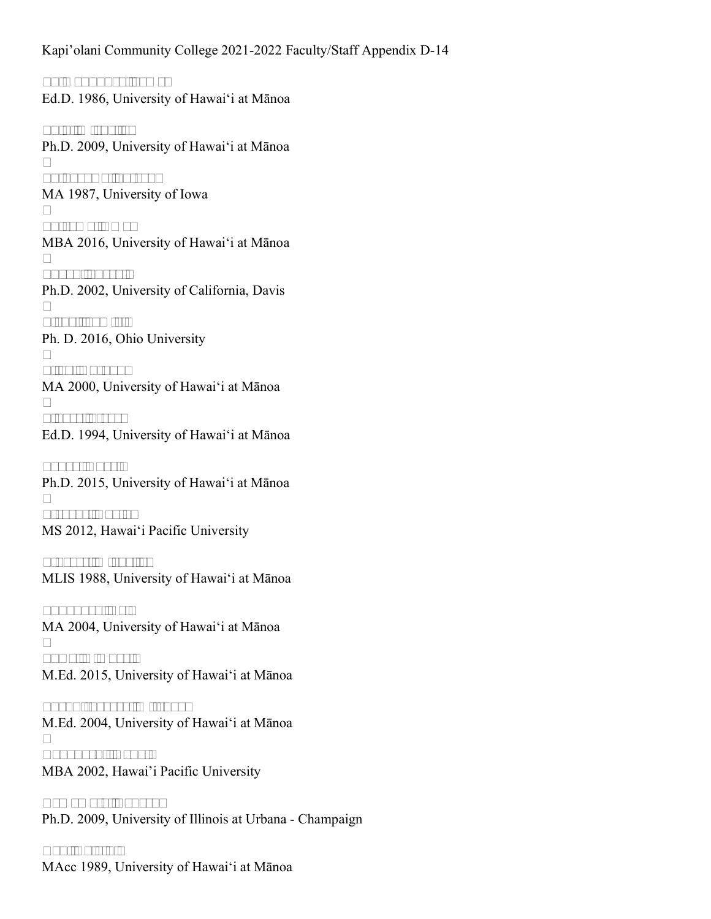Kapi'olani Community College 2021-2022 Faculty/Staff Appendix D-14

Ed.D. 1986, University of Hawaiʻi at Mānoa

Ph.D. 2009, University of Hawaiʻi at Mānoa

MA 1987, University of Iowa

MBA 2016, University of Hawaiʻi at Mānoa

Ph.D. 2002, University of California, Davis

Ph. D. 2016, Ohio University

MA 2000, University of Hawaiʻi at Mānoa

Ed.D. 1994, University of Hawaiʻi at Mānoa

Ph.D. 2015, University of Hawaiʻi at Mānoa

MS 2012, Hawaiʻi Pacific University

MLIS 1988, University of Hawaiʻi at Mānoa

MA 2004, University of Hawaiʻi at Mānoa

M.Ed. 2015, University of Hawaiʻi at Mānoa

M.Ed. 2004, University of Hawaiʻi at Mānoa

MBA 2002, Hawai'i Pacific University

Ph.D. 2009, University of Illinois at Urbana - Champaign

MAcc 1989, University of Hawaiʻi at Mānoa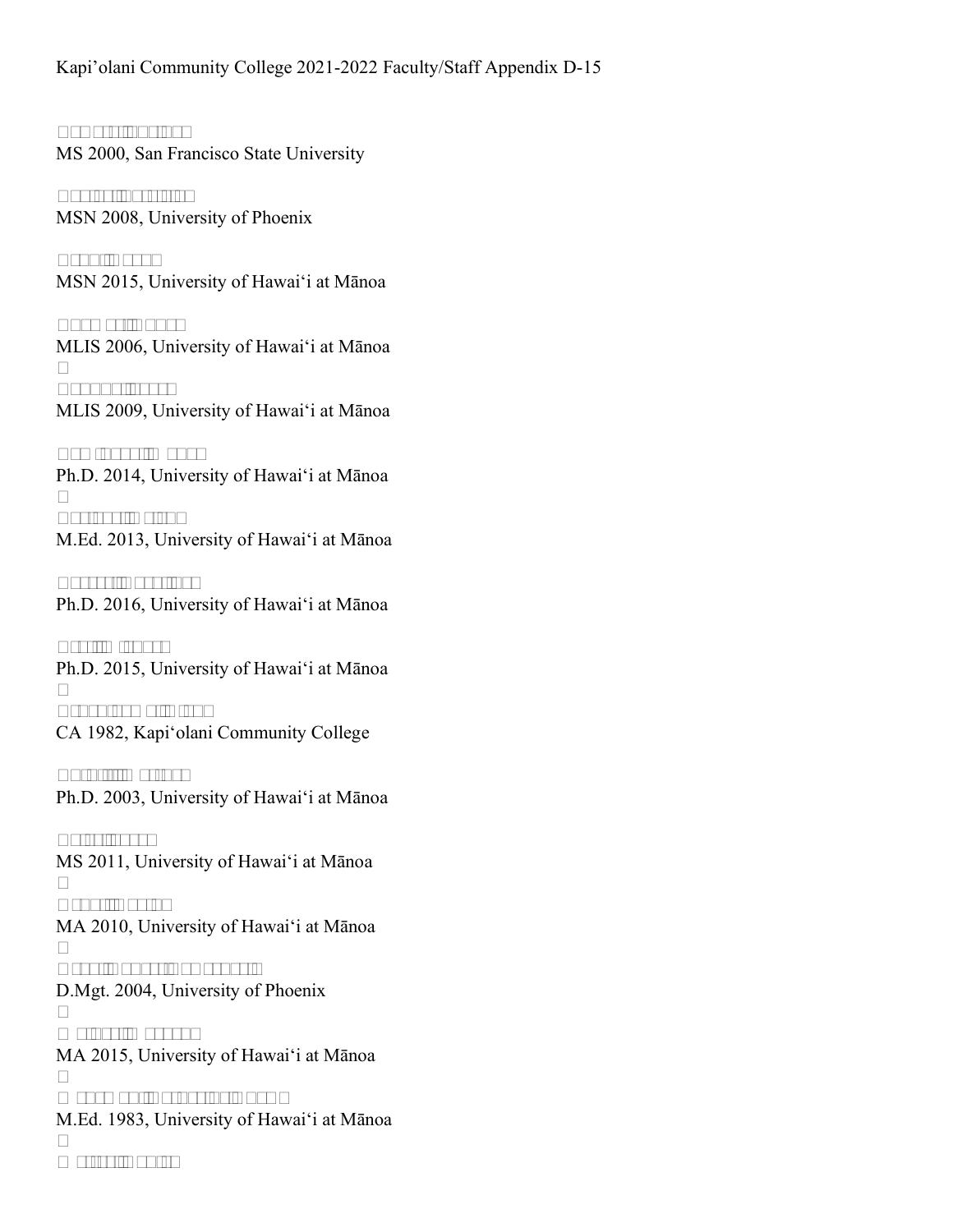MS 2000, San Francisco State University

MSN 2008, University of Phoenix

MSN 2015, University of Hawaiʻi at Mānoa

MLIS 2006, University of Hawaiʻi at Mānoa

MLIS 2009, University of Hawaiʻi at Mānoa

Ph.D. 2014, University of Hawaiʻi at Mānoa

M.Ed. 2013, University of Hawaiʻi at Mānoa

Ph.D. 2016, University of Hawaiʻi at Mānoa

Ph.D. 2015, University of Hawaiʻi at Mānoa

CA 1982, Kapiʻolani Community College

Ph.D. 2003, University of Hawaiʻi at Mānoa

MS 2011, University of Hawaiʻi at Mānoa

MA 2010, University of Hawaiʻi at Mānoa

D.Mgt. 2004, University of Phoenix

MA 2015, University of Hawaiʻi at Mānoa

M.Ed. 1983, University of Hawaiʻi at Mānoa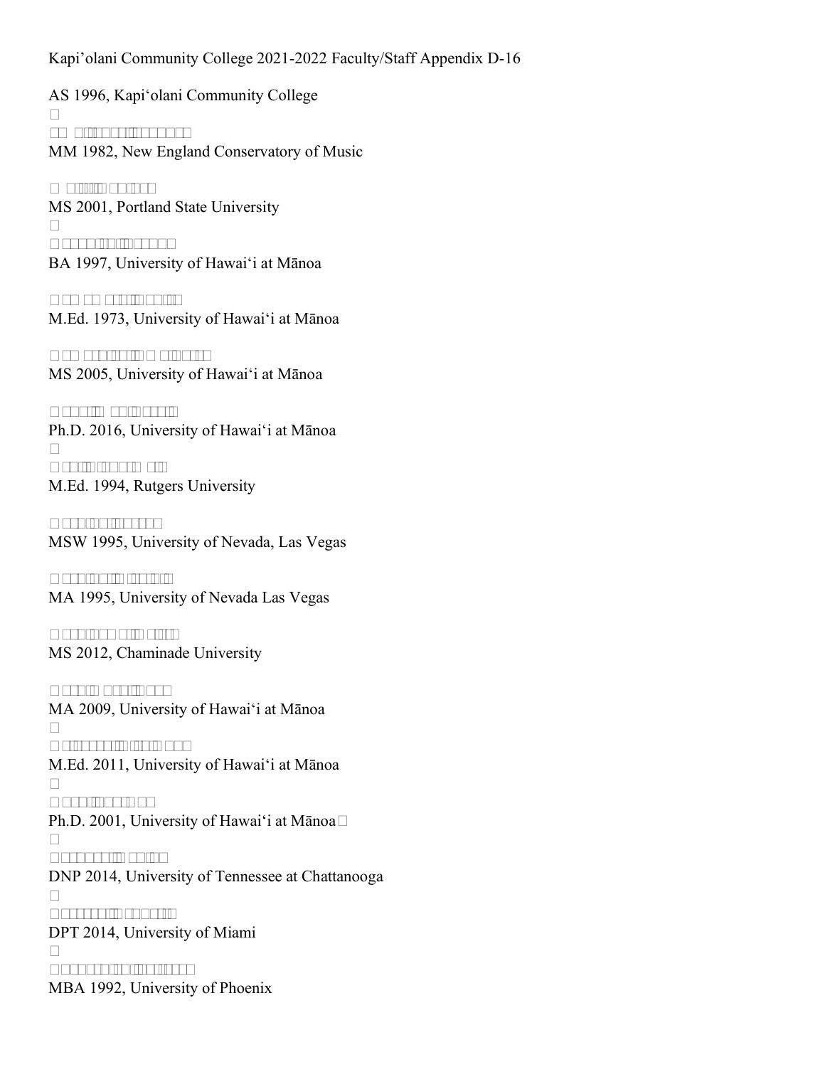AS 1996, Kapi‘olani Community College

MM 1982, New England Conservatory of Music

MS 2001, Portland State University

BA 1997, University of Hawai‘i at Mānoa

M.Ed. 1973, University of Hawai‘i at Mānoa

MS 2005, University of Hawai‘i at Mānoa

Ph.D. 2016, University of Hawai‘i at Mānoa

M.Ed. 1994, Rutgers University

MSW 1995, University of Nevada, Las Vegas

MA 1995, University of Nevada Las Vegas

MS 2012, Chaminade University

MA 2009, University of Hawai‘i at Mānoa

M.Ed. 2011, University of Hawai‘i at Mānoa

Ph.D. 2001, University of Hawai‘i at Mānoa

DNP 2014, University of Tennessee at Chattanooga

DPT 2014, University of Miami

MBA 1992, University of Phoenix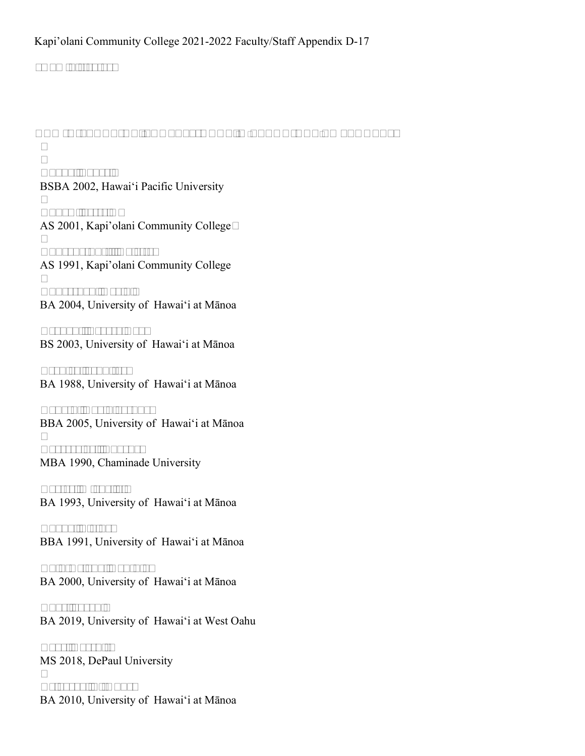Kapi’olani Community College 2021-2022 Faculty/Staff Appendix D-17

BSBA 2002, Hawai‘i Pacific University

AS 2001, Kapi’olani Community College

AS 1991, Kapi’olani Community College

BA 2004, University of Hawai‘i at Mānoa

BS 2003, University of Hawai‘i at Mānoa

BA 1988, University of Hawai‘i at Mānoa

BBA 2005, University of Hawai‘i at Mānoa

MBA 1990, Chaminade University

BA 1993, University of Hawai‘i at Mānoa

BBA 1991, University of Hawai‘i at Mānoa

BA 2000, University of Hawai‘i at Mānoa

BA 2019, University of Hawai‘i at West Oahu

MS 2018, DePaul University

BA 2010, University of Hawai‘i at Mānoa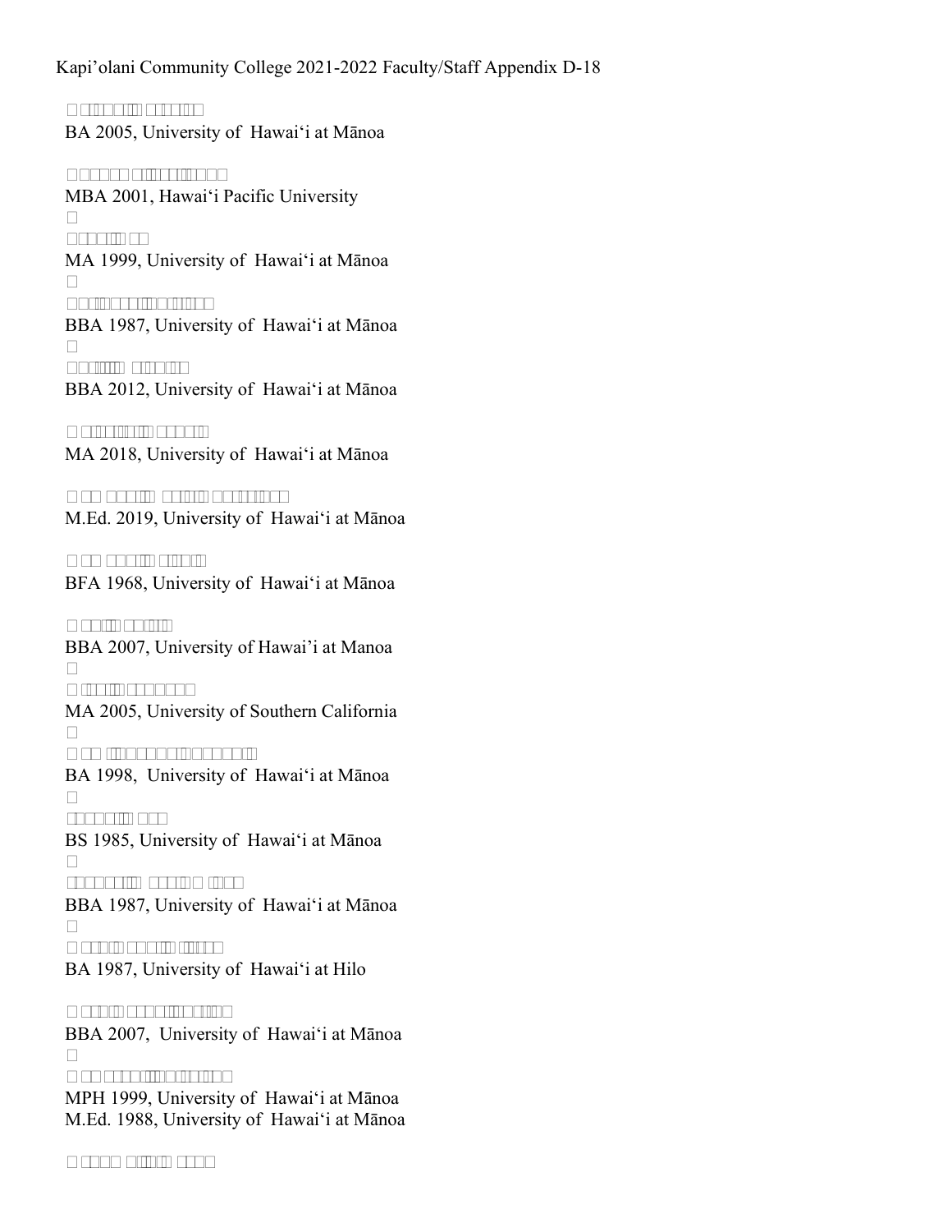Kapi'olani Community College 2021-2022 Faculty/Staff Appendix D-18

BA 2005, University of Hawai'i at Mānoa

MBA 2001, Hawai'i Pacific University

MA 1999, University of Hawai'i at Mānoa

BBA 1987, University of Hawai'i at Mānoa

BBA 2012, University of Hawai'i at Mānoa

MA 2018, University of Hawai'i at Mānoa

M.Ed. 2019, University of Hawai'i at Mānoa

BFA 1968, University of Hawai'i at Mānoa

BBA 2007, University of Hawai'i at Manoa

MA 2005, University of Southern California

BA 1998, University of Hawai'i at Mānoa

BS 1985, University of Hawai'i at Mānoa

BBA 1987, University of Hawai'i at Mānoa

BA 1987, University of Hawai'i at Hilo

BBA 2007, University of Hawai'i at Mānoa

MPH 1999, University of Hawai'i at Mānoa
M.Ed. 1988, University of Hawai'i at Mānoa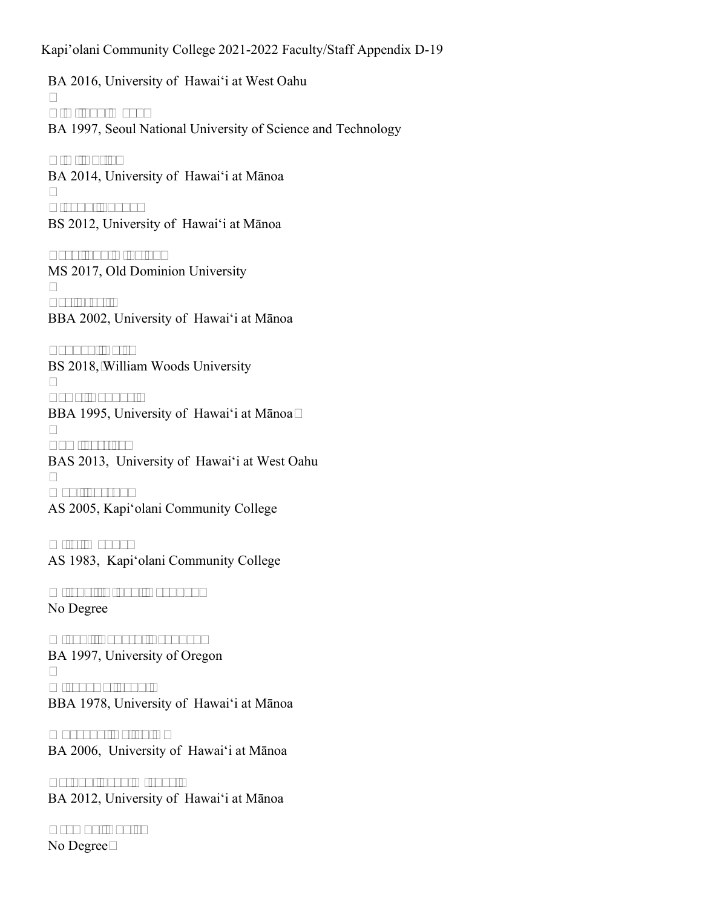BA 2016, University of Hawaiʻi at West Oahu

BA 1997, Seoul National University of Science and Technology

BA 2014, University of Hawaiʻi at Mānoa

BS 2012, University of Hawaiʻi at Mānoa

MS 2017, Old Dominion University

BBA 2002, University of Hawaiʻi at Mānoa

BS 2018, William Woods University

BBA 1995, University of Hawaiʻi at Mānoa

BAS 2013, University of Hawaiʻi at West Oahu

AS 2005, Kapiʻolani Community College

AS 1983, Kapiʻolani Community College

No Degree

BA 1997, University of Oregon

BBA 1978, University of Hawaiʻi at Mānoa

BA 2006, University of Hawaiʻi at Mānoa

BA 2012, University of Hawaiʻi at Mānoa

No Degree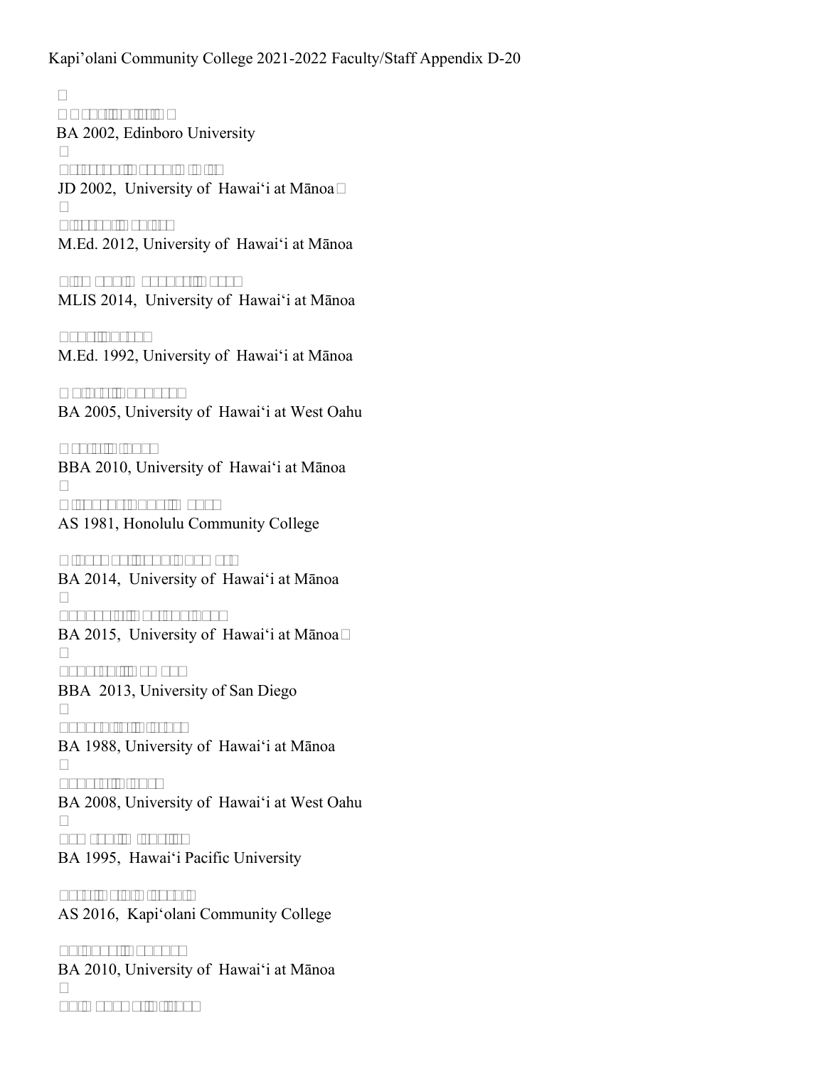Kapi'olani Community College 2021-2022 Faculty/Staff Appendix D-20

BA 2002, Edinboro University

JD 2002, University of Hawai‘i at Mānoa

M.Ed. 2012, University of Hawai‘i at Mānoa

MLIS 2014, University of Hawai‘i at Mānoa

M.Ed. 1992, University of Hawai‘i at Mānoa

BA 2005, University of Hawai‘i at West Oahu

BBA 2010, University of Hawai‘i at Mānoa

AS 1981, Honolulu Community College

BA 2014, University of Hawai‘i at Mānoa

BA 2015, University of Hawai‘i at Mānoa

BBA 2013, University of San Diego

BA 1988, University of Hawai‘i at Mānoa

BA 2008, University of Hawai‘i at West Oahu

BA 1995, Hawai‘i Pacific University

AS 2016, Kapi‘olani Community College

BA 2010, University of Hawai‘i at Mānoa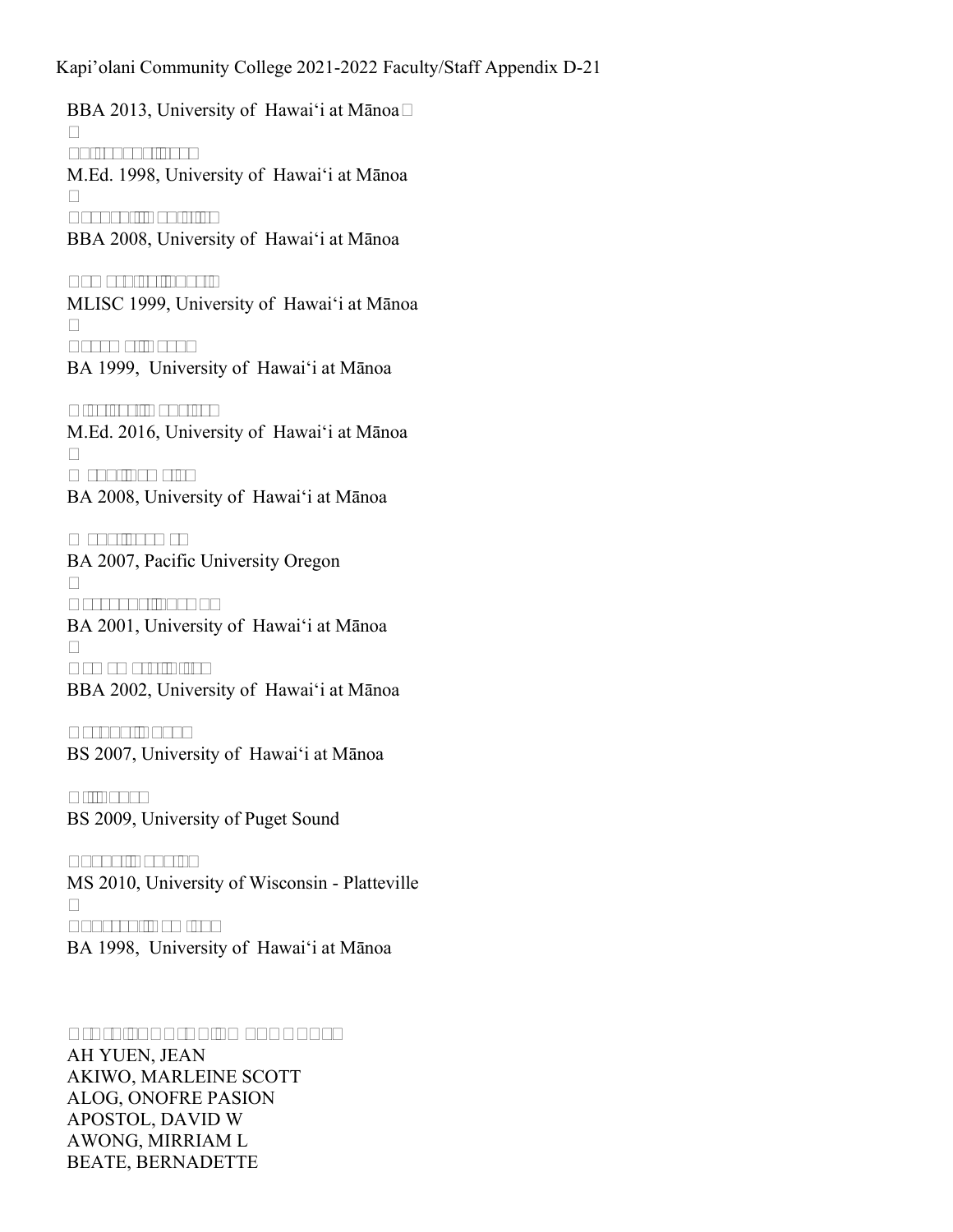BBA 2013, University of Hawai‘i at Mānoa

M.Ed. 1998, University of Hawai‘i at Mānoa

BBA 2008, University of Hawai‘i at Mānoa

MLISC 1999, University of Hawai‘i at Mānoa

BA 1999, University of Hawai‘i at Mānoa

M.Ed. 2016, University of Hawai‘i at Mānoa

BA 2008, University of Hawai‘i at Mānoa

BA 2007, Pacific University Oregon

BA 2001, University of Hawai‘i at Mānoa

BBA 2002, University of Hawai‘i at Mānoa

BS 2007, University of Hawai‘i at Mānoa

BS 2009, University of Puget Sound

MS 2010, University of Wisconsin - Platteville

BA 1998, University of Hawai‘i at Mānoa

AH YUEN, JEAN
AKIWO, MARLEINE SCOTT
ALOG, ONOFRE PASION
APOSTOL, DAVID W
AWONG, MIRRIAM L
BEATE, BERNADETTE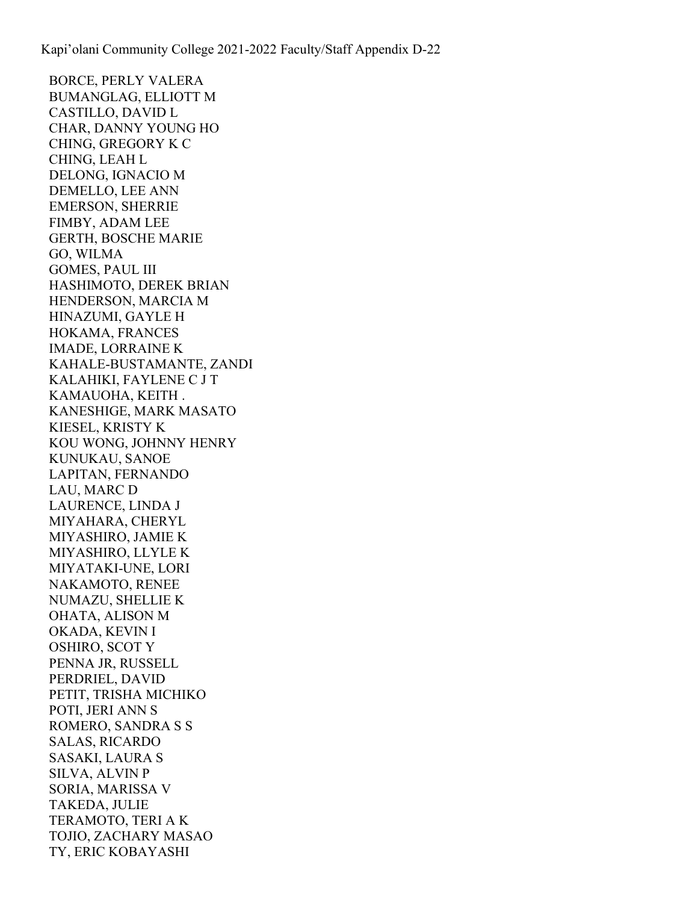BORCE, PERLY VALERA
BUMANGLAG, ELLIOTT M
CASTILLO, DAVID L
CHAR, DANNY YOUNG HO
CHING, GREGORY K C
CHING, LEAH L
DELONG, IGNACIO M
DEMELLO, LEE ANN
EMERSON, SHERRIE
FIMBY, ADAM LEE
GERTH, BOSCHE MARIE
GO, WILMA
GOMES, PAUL III
HASHIMOTO, DEREK BRIAN
HENDERSON, MARCIA M
HINAZUMI, GAYLE H
HOKAMA, FRANCES
IMADE, LORRAINE K
KAHALE-BUSTAMANTE, ZANDI
KALAHIKI, FAYLENE C J T
KAMAUOHA, KEITH .
KANESHIGE, MARK MASATO
KIESEL, KRISTY K
KOU WONG, JOHNNY HENRY
KUNUKAU, SANOE
LAPITAN, FERNANDO
LAU, MARC D
LAURENCE, LINDA J
MIYAHARA, CHERYL
MIYASHIRO, JAMIE K
MIYASHIRO, LLYLE K
MIYATAKI-UNE, LORI
NAKAMOTO, RENEE
NUMAZU, SHELLIE K
OHATA, ALISON M
OKADA, KEVIN I
OSHIRO, SCOT Y
PENNA JR, RUSSELL
PERDRIEL, DAVID
PETIT, TRISHA MICHIKO
POTI, JERI ANN S
ROMERO, SANDRA S S
SALAS, RICARDO
SASAKI, LAURA S
SILVA, ALVIN P
SORIA, MARISSA V
TAKEDA, JULIE
TERAMOTO, TERI A K
TOJIO, ZACHARY MASAO
TY, ERIC KOBAYASHI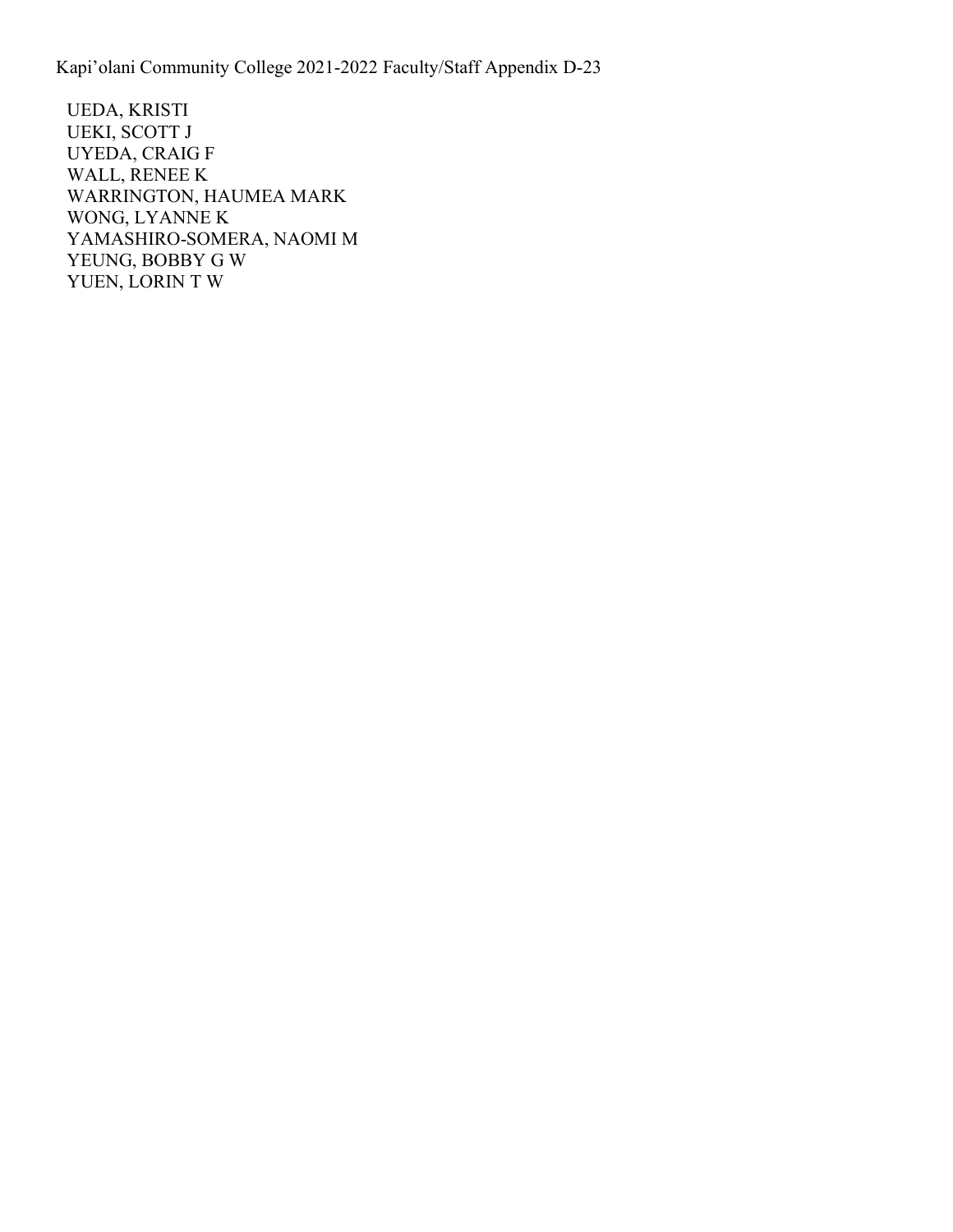UEDA, KRISTI
UEKI, SCOTT J
UYEDA, CRAIG F
WALL, RENEE K
WARRINGTON, HAUMEA MARK
WONG, LYANNE K
YAMASHIRO-SOMERA, NAOMI M
YEUNG, BOBBY G W
YUEN, LORIN T W